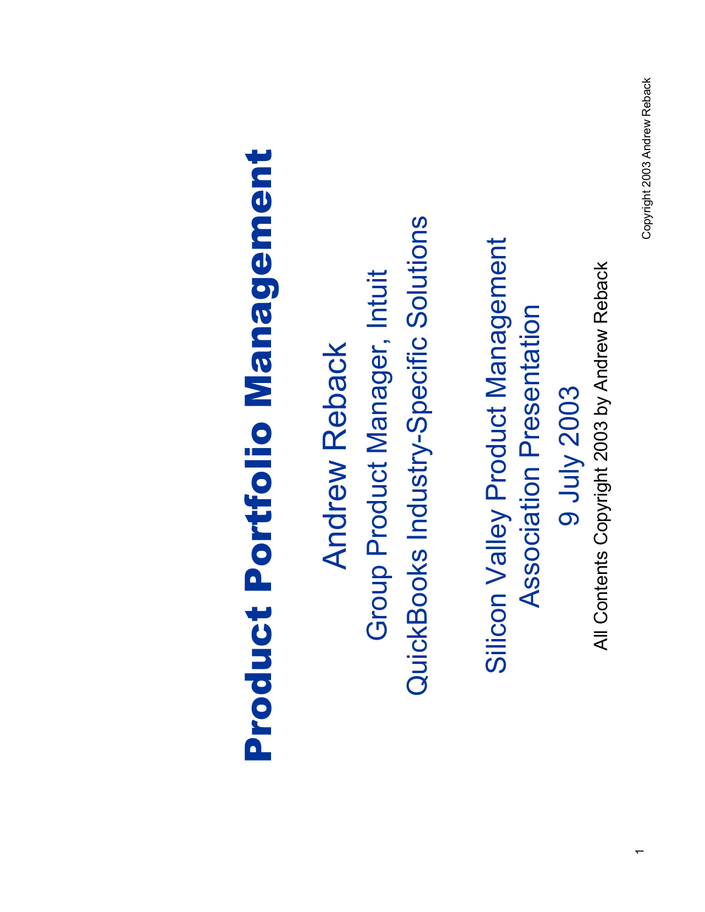# Product Portfolio Management

Andrew Reback

Group Product Manager, Intuit

QuickBooks Industry-Specific Solutions

Silicon Valley Product Management Association Presentation

9 July 2003

All Contents Copyright 2003 by Andrew Reback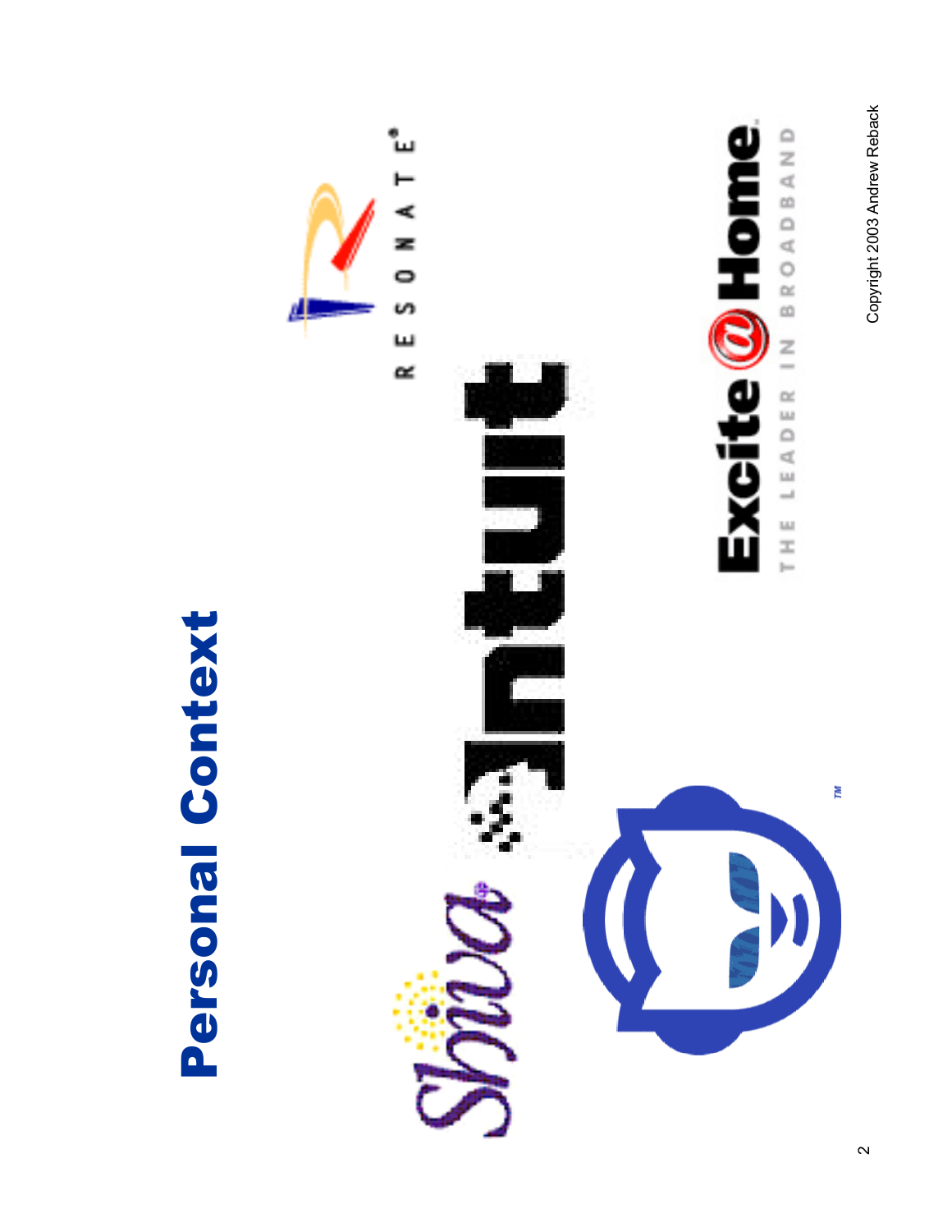# Personal Context

Shiva

Intuit

RESONATE®

Excite@Home

THE LEADER IN BROADBAND

™

Copyright 2003 Andrew Reback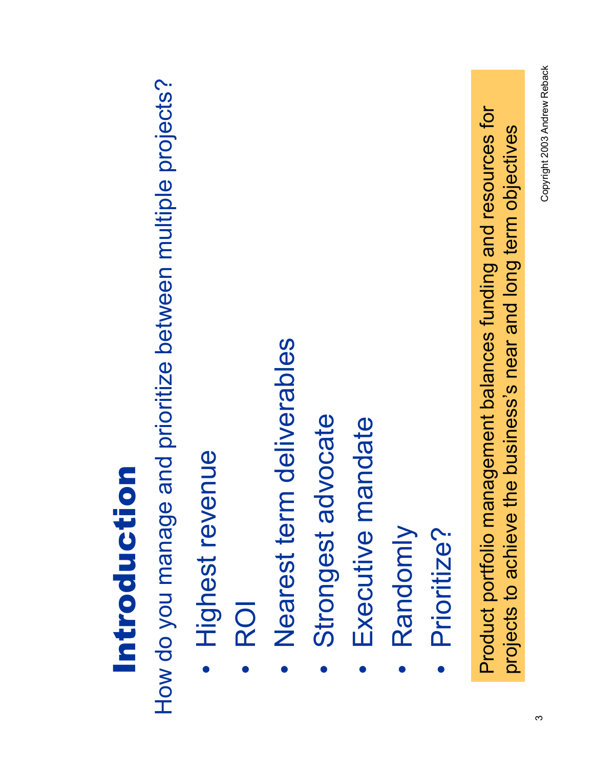# Introduction

How do you manage and prioritize between multiple projects?

- Highest revenue
- ROI
- Nearest term deliverables
- Strongest advocate
- Executive mandate
- Randomly
- Prioritize?

Product portfolio management balances funding and resources for projects to achieve the business's near and long term objectives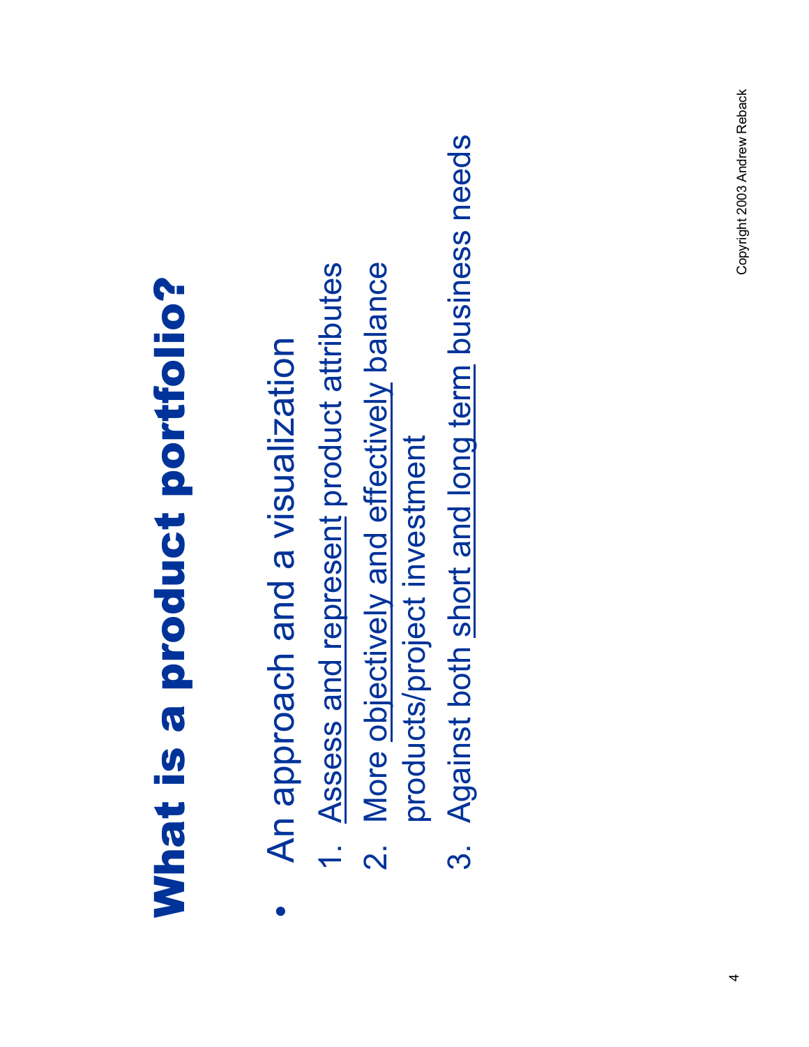# What is a product portfolio?

- An approach and a visualization

1. Assess and represent product attributes
2. More objectively and effectively balance products/project investment
3. Against both short and long term business needs

Copyright 2003 Andrew Reback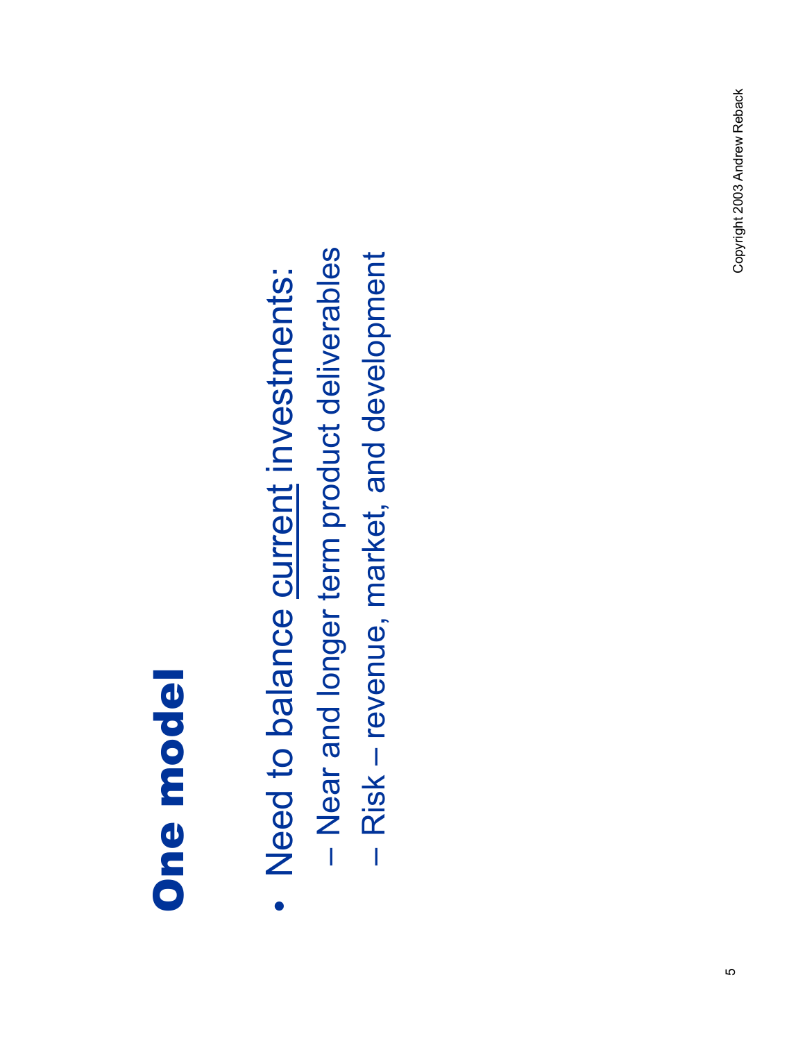# One model

- Need to balance current investments:
  - Near and longer term product deliverables
  - Risk – revenue, market, and development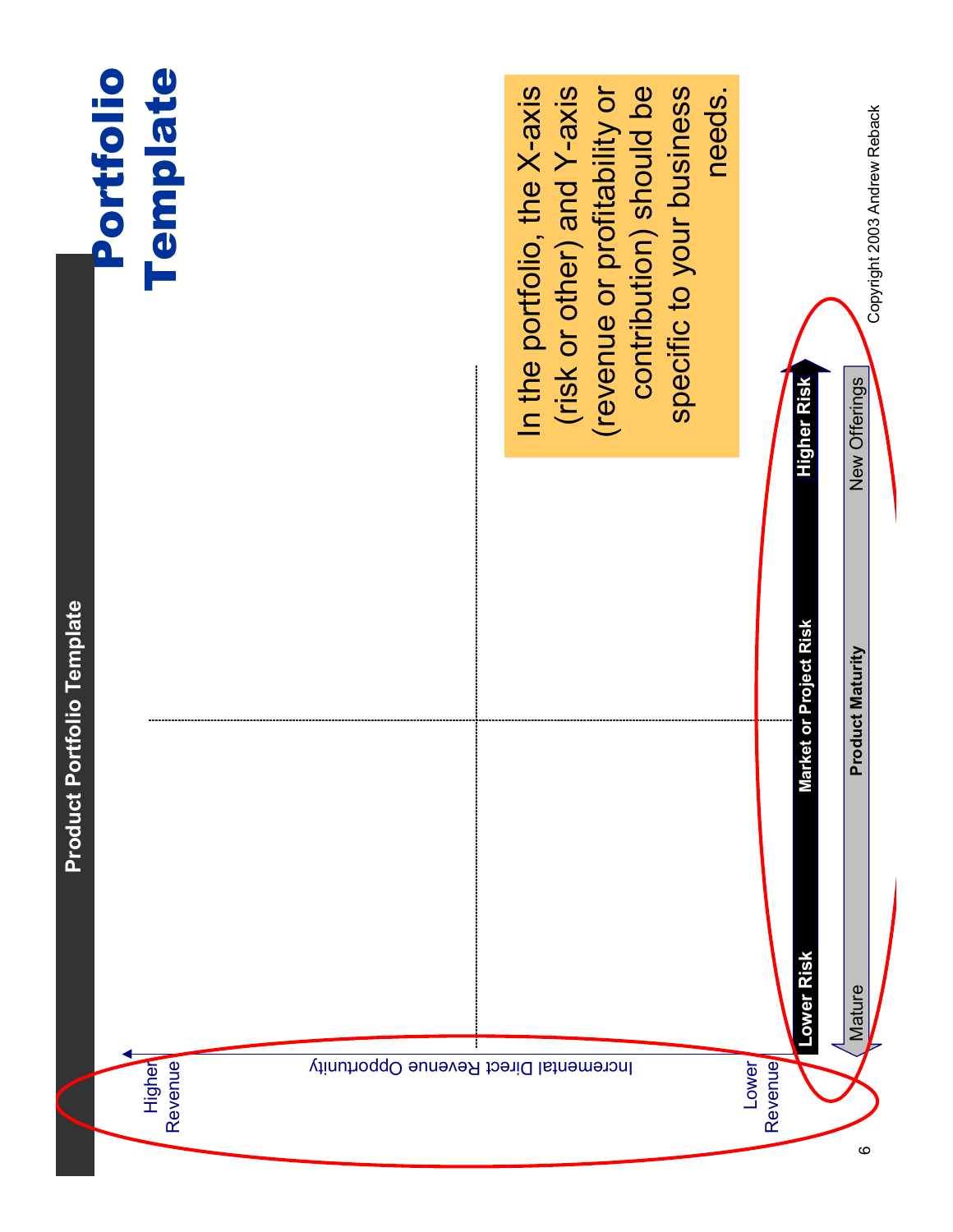# Portfolio Template

## Product Portfolio Template

Higher Revenue

Incremental Direct Revenue Opportunity

Lower Revenue

Lower Risk — Market or Project Risk — Higher Risk

Mature — Product Maturity — New Offerings

In the portfolio, the X-axis (risk or other) and Y-axis (revenue or profitability or contribution) should be specific to your business needs.

Copyright 2003 Andrew Reback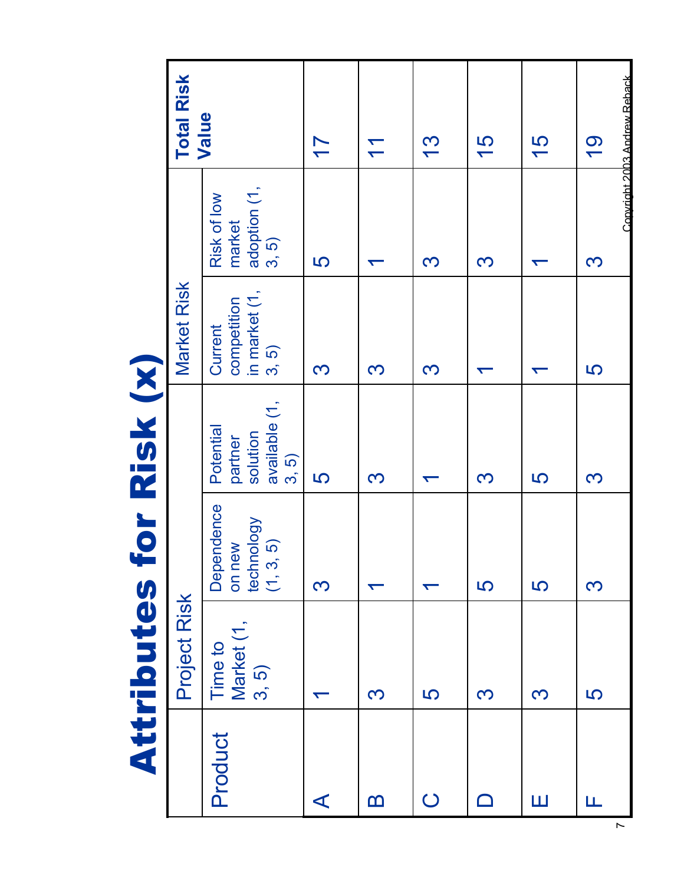# Attributes for Risk (x)

| Product | Project Risk | | | Market Risk | | Total Risk Value |
|---|---|---|---|---|---|---|
| | Time to Market (1, 3, 5) | Dependence on new technology (1, 3, 5) | Potential partner solution available (1, 3, 5) | Current competition in market (1, 3, 5) | Risk of low market adoption (1, 3, 5) | |
| A | 1 | 3 | 5 | 3 | 5 | 17 |
| B | 3 | 1 | 3 | 3 | 1 | 11 |
| C | 5 | 1 | 1 | 3 | 3 | 13 |
| D | 3 | 5 | 3 | 1 | 3 | 15 |
| E | 3 | 5 | 5 | 1 | 1 | 15 |
| F | 5 | 3 | 3 | 5 | 3 | 19 |

Copyright 2003 Andrew Reback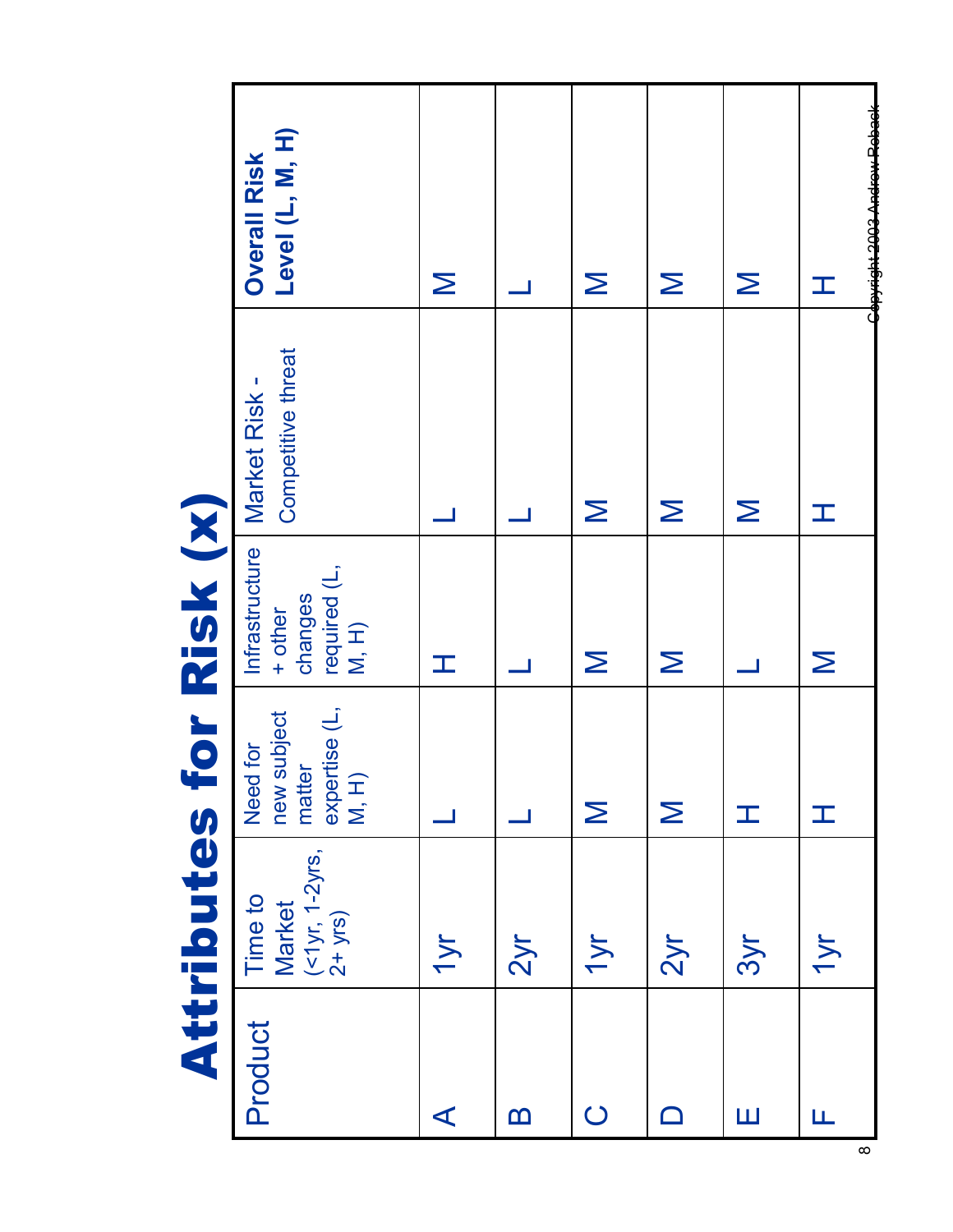# Attributes for Risk (x)

| Product | Time to Market (<1yr, 1-2yrs, 2+ yrs) | Need for new subject matter expertise (L, M, H) | Infrastructure + other changes required (L, M, H) | Market Risk - Competitive threat | **Overall Risk Level (L, M, H)** |
|---|---|---|---|---|---|
| A | 1yr | L | H | L | M |
| B | 2yr | L | L | L | L |
| C | 1yr | M | M | M | M |
| D | 2yr | M | M | M | M |
| E | 3yr | H | L | M | M |
| F | 1yr | H | M | H | H |

Copyright 2003 Andrew Reback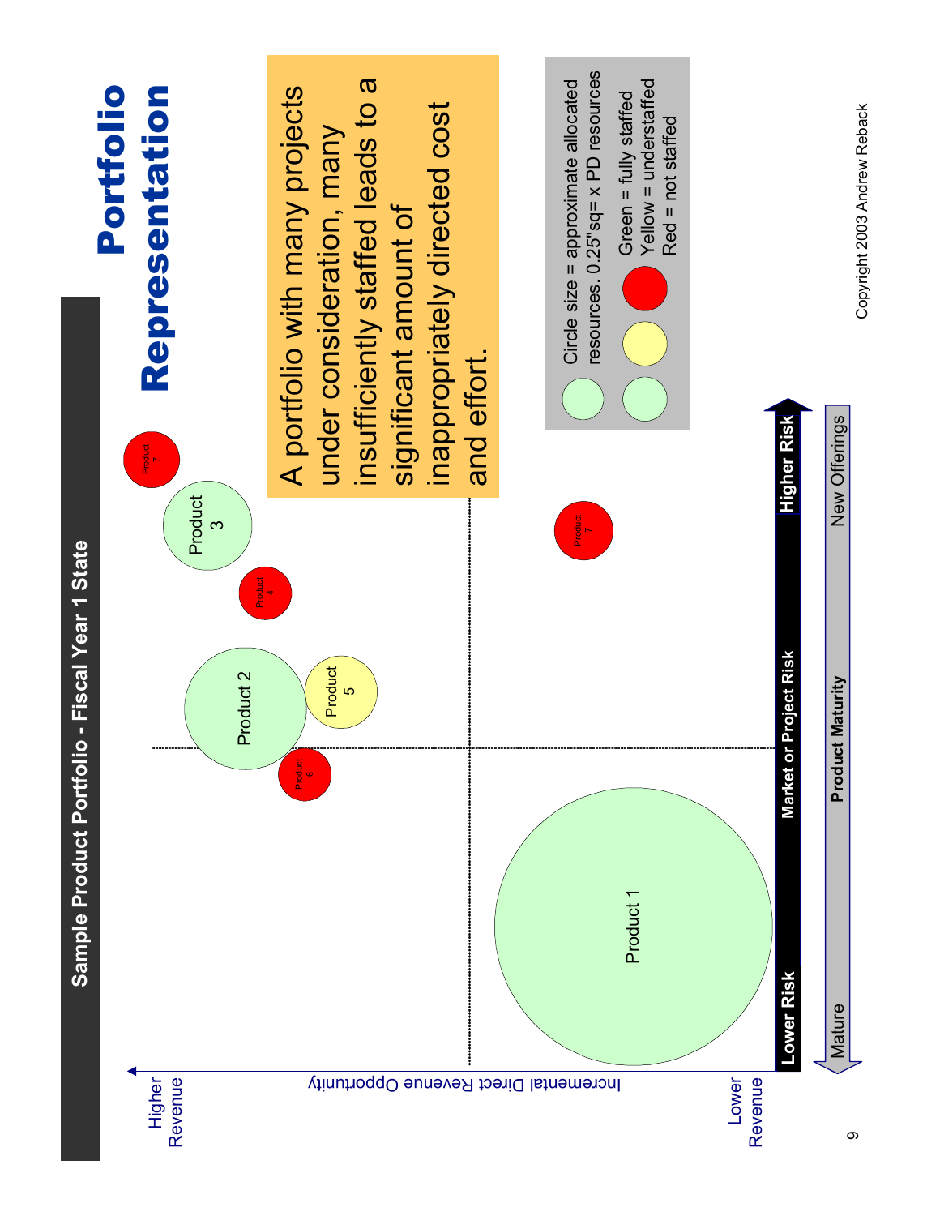# Portfolio Representation

## Sample Product Portfolio - Fiscal Year 1 State

Higher Revenue

Incremental Direct Revenue Opportunity

Lower Revenue

Product 1

Product 2

Product 3

Product 4

Product 5

Product 6

Product 7

Product 7

Lower Risk — Market or Project Risk — Higher Risk

Mature — Product Maturity — New Offerings

A portfolio with many projects under consideration, many insufficiently staffed leads to a significant amount of inappropriately directed cost and effort.

Circle size = approximate allocated resources. 0.25"sq= x PD resources

Green = fully staffed
Yellow = understaffed
Red = not staffed

Copyright 2003 Andrew Reback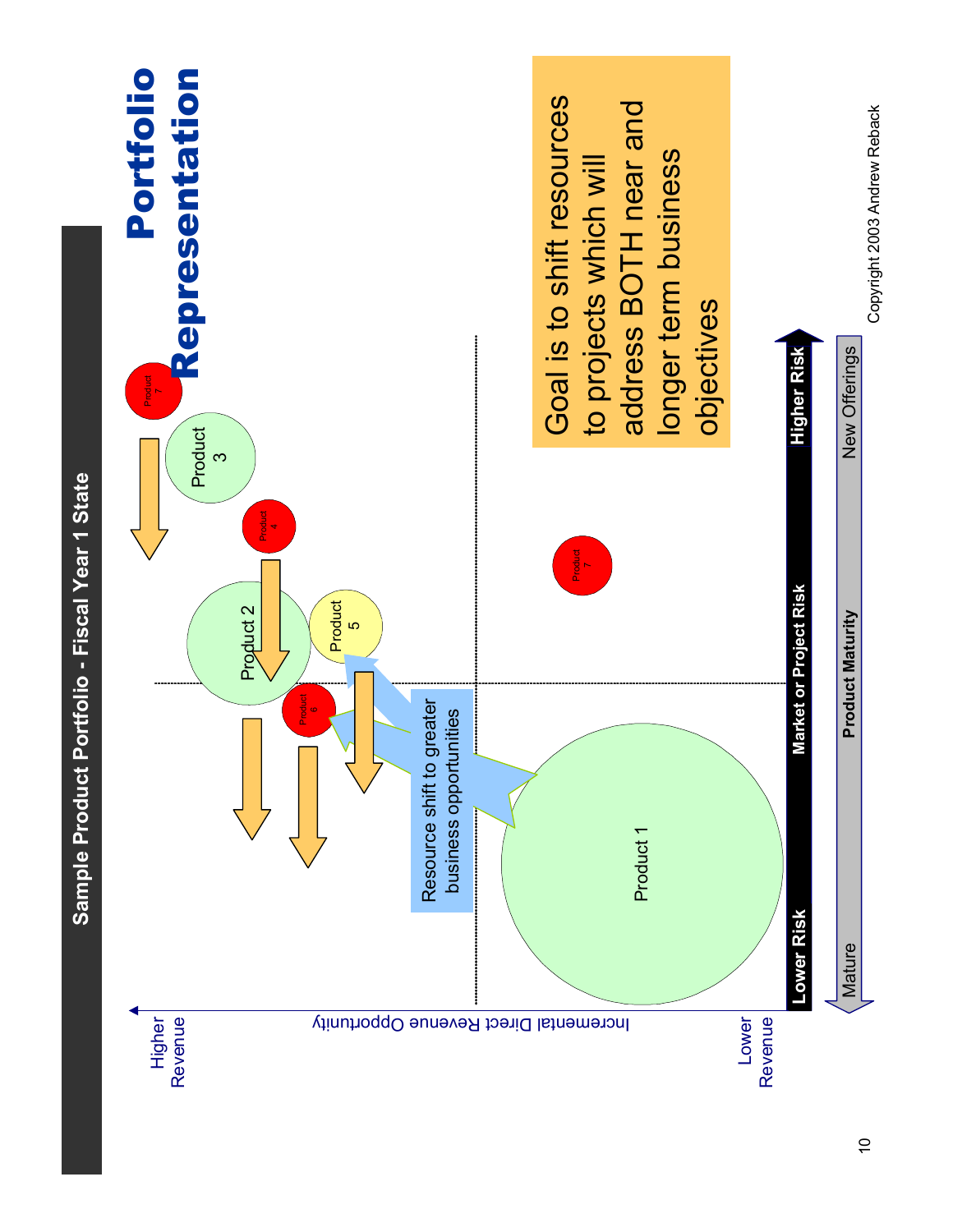# Portfolio Representation

## Sample Product Portfolio - Fiscal Year 1 State

Higher Revenue

Incremental Direct Revenue Opportunity

Lower Revenue

Product 1

Product 2

Product 3

Product 4

Product 5

Product 6

Product 7

Product 7

Resource shift to greater business opportunities

Lower Risk — Market or Project Risk — Higher Risk

Mature — Product Maturity — New Offerings

Goal is to shift resources to projects which will address BOTH near and longer term business objectives

Copyright 2003 Andrew Reback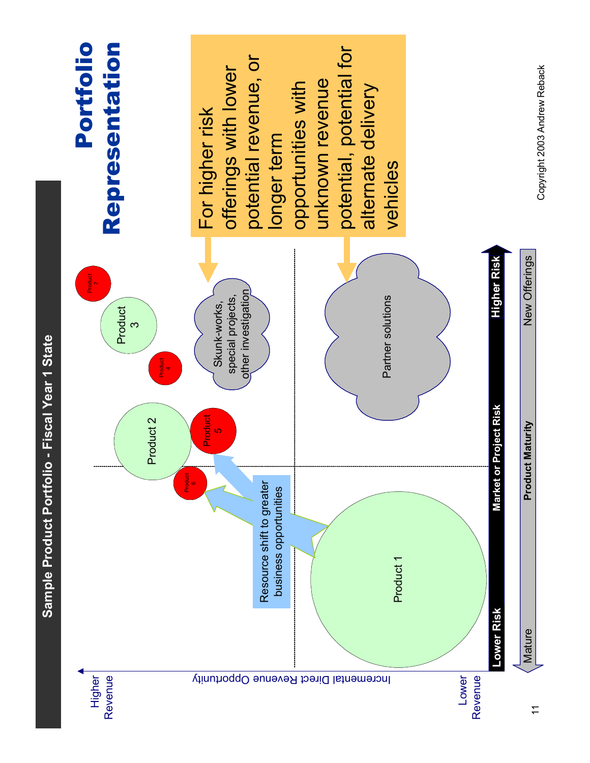# Portfolio Representation

## Sample Product Portfolio - Fiscal Year 1 State

Higher Revenue

Incremental Direct Revenue Opportunity

Lower Revenue

Product 1

Product 2

Product 3

Product 4

Product 5

Product 6

Product 7

Resource shift to greater business opportunities

Skunk-works, special projects, other investigation

Partner solutions

For higher risk offerings with lower potential revenue, or longer term opportunities with unknown revenue potential, potential for alternate delivery vehicles

**Lower Risk** — **Market or Project Risk** — **Higher Risk**

Mature — **Product Maturity** — New Offerings

Copyright 2003 Andrew Reback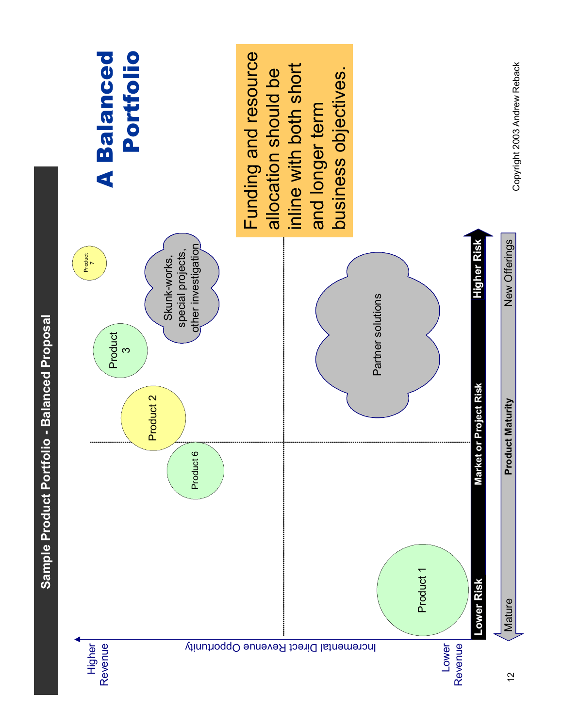# Sample Product Portfolio - Balanced Proposal

## A Balanced Portfolio

Funding and resource allocation should be inline with both short and longer term business objectives.

Higher Revenue

Lower Revenue

Incremental Direct Revenue Opportunity

Product 1

Product 6

Product 2

Product 3

Product 7

Skunk-works, special projects, other investigation

Partner solutions

**Lower Risk** — **Market or Project Risk** — **Higher Risk**

Mature — **Product Maturity** — New Offerings

Copyright 2003 Andrew Reback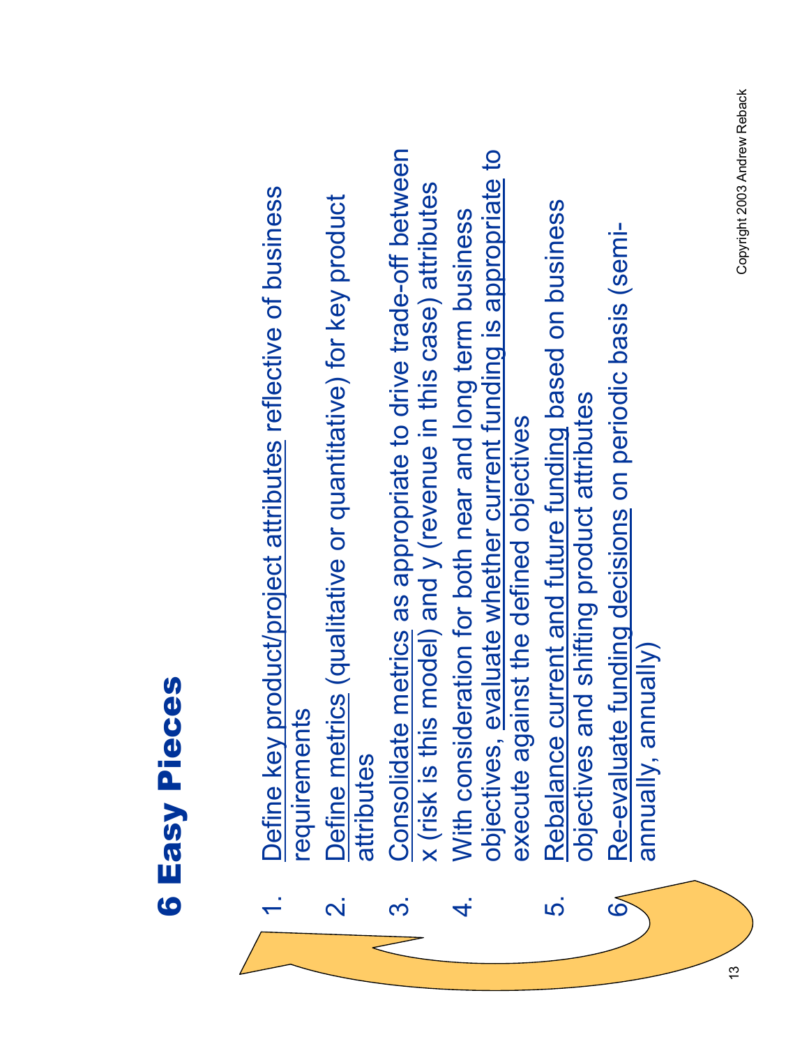# 6 Easy Pieces

1. Define key product/project attributes reflective of business requirements
2. Define metrics (qualitative or quantitative) for key product attributes
3. Consolidate metrics as appropriate to drive trade-off between x (risk is this model) and y (revenue in this case) attributes
4. With consideration for both near and long term business objectives, evaluate whether current funding is appropriate to execute against the defined objectives
5. Rebalance current and future funding based on business objectives and shifting product attributes
6. Re-evaluate funding decisions on periodic basis (semi-annually, annually)

Copyright 2003 Andrew Reback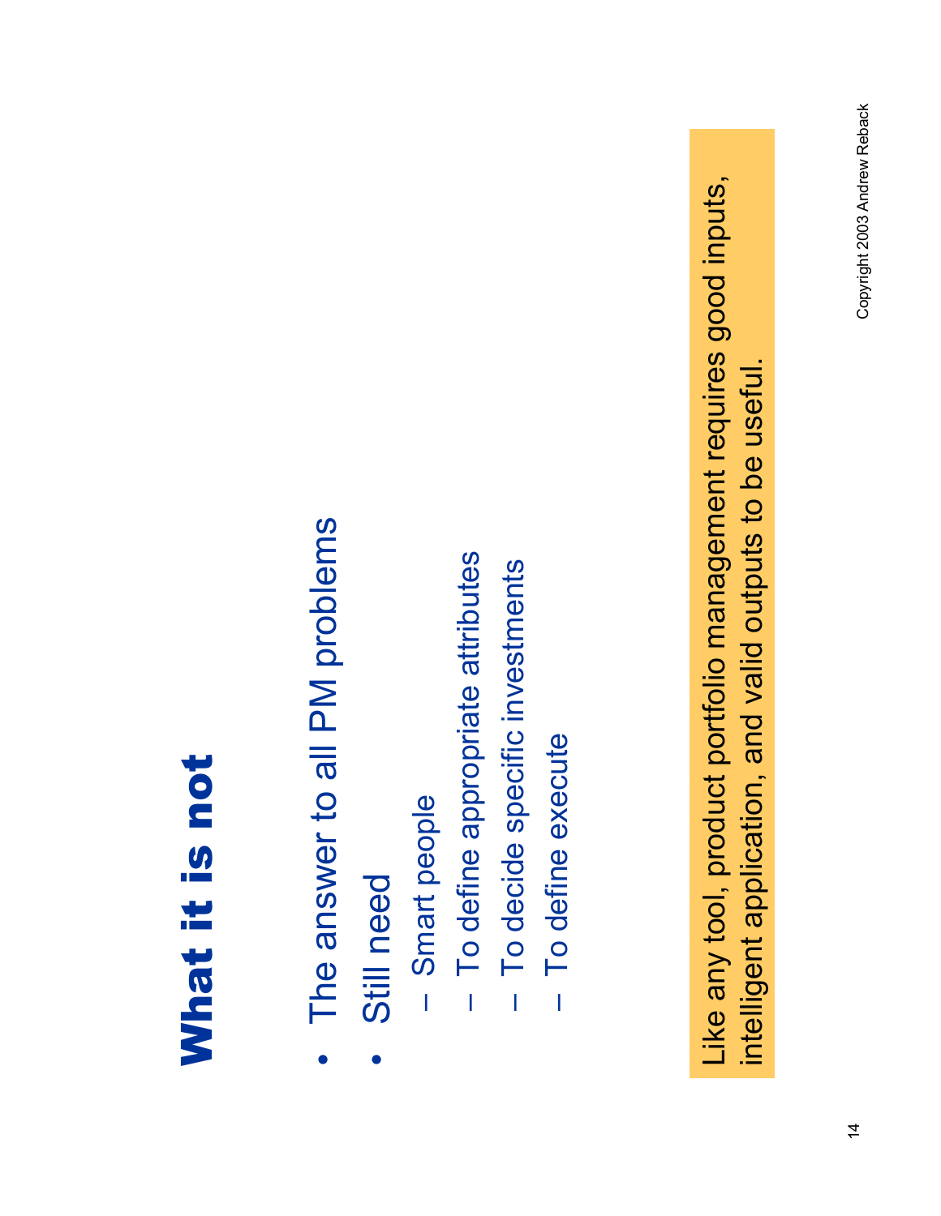# What it is not

- The answer to all PM problems
- Still need
  - Smart people
  - To define appropriate attributes
  - To decide specific investments
  - To define execute

Like any tool, product portfolio management requires good inputs, intelligent application, and valid outputs to be useful.

Copyright 2003 Andrew Reback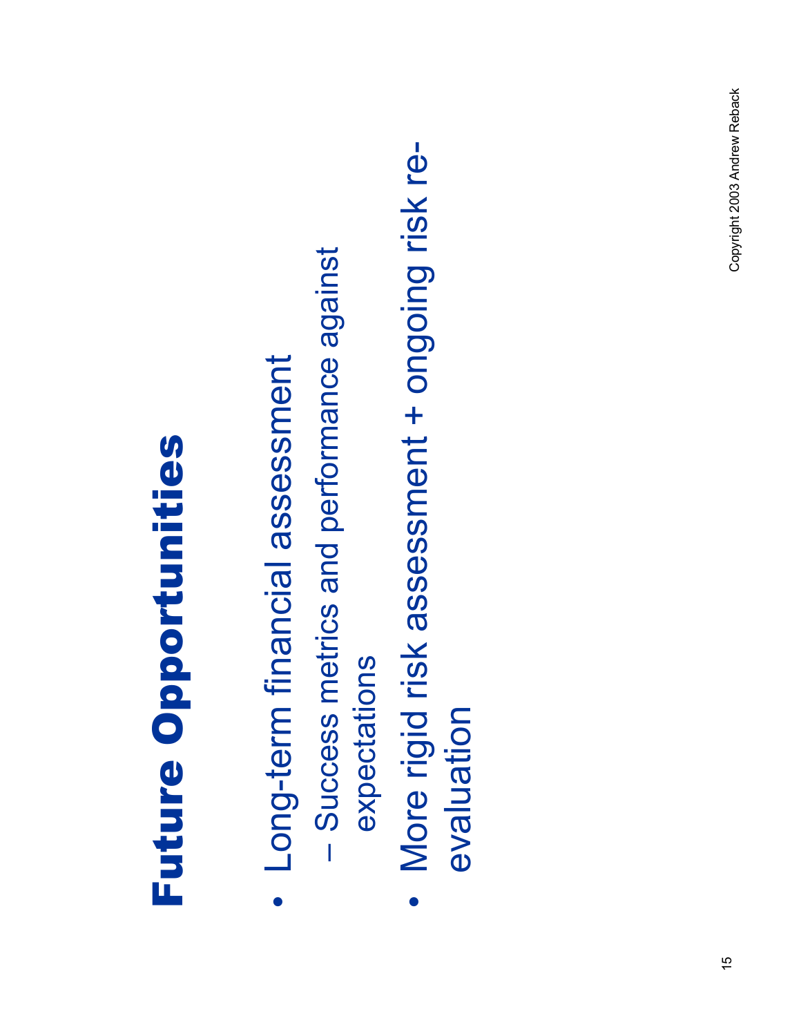# Future Opportunities

- Long-term financial assessment
  - Success metrics and performance against expectations
- More rigid risk assessment + ongoing risk re-evaluation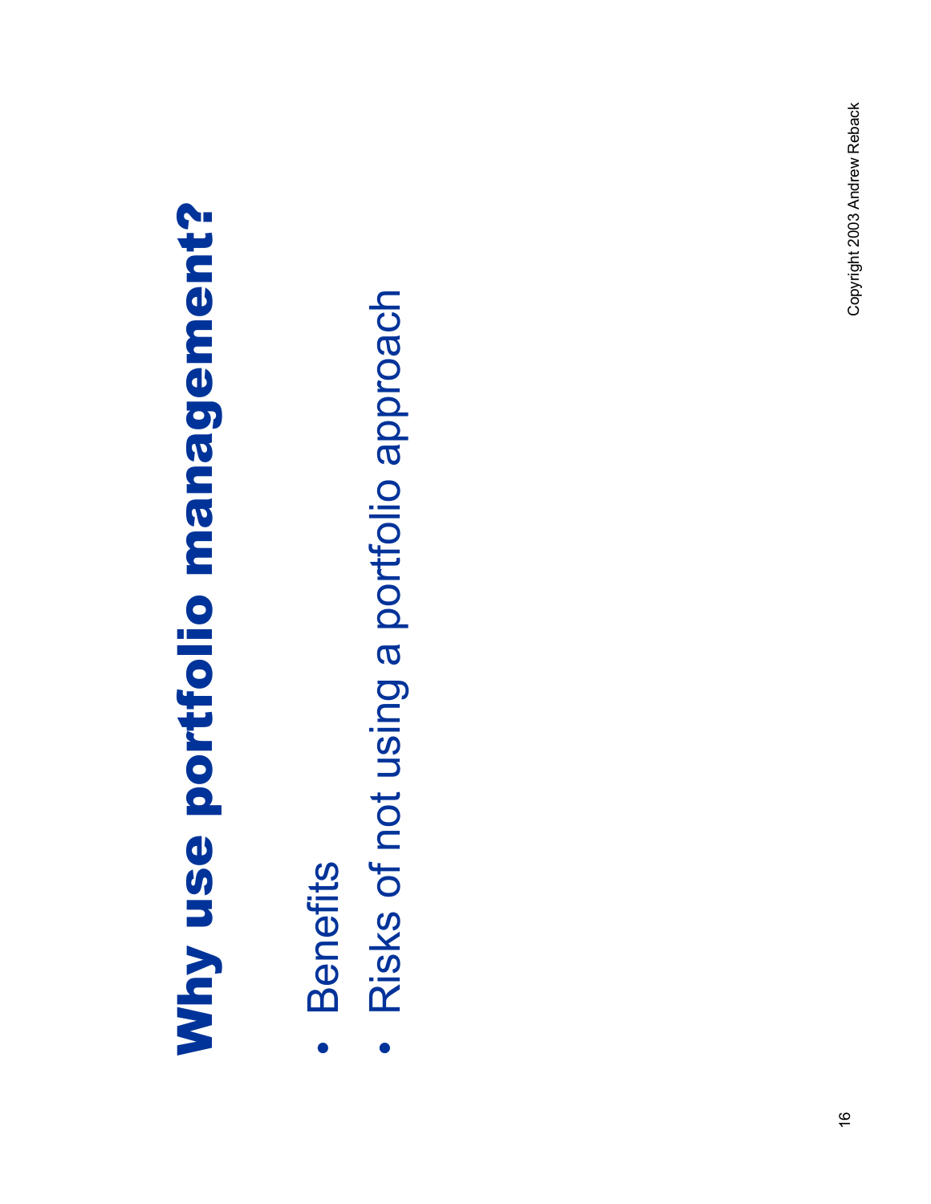# Why use portfolio management?

- Benefits
- Risks of not using a portfolio approach

Copyright 2003 Andrew Reback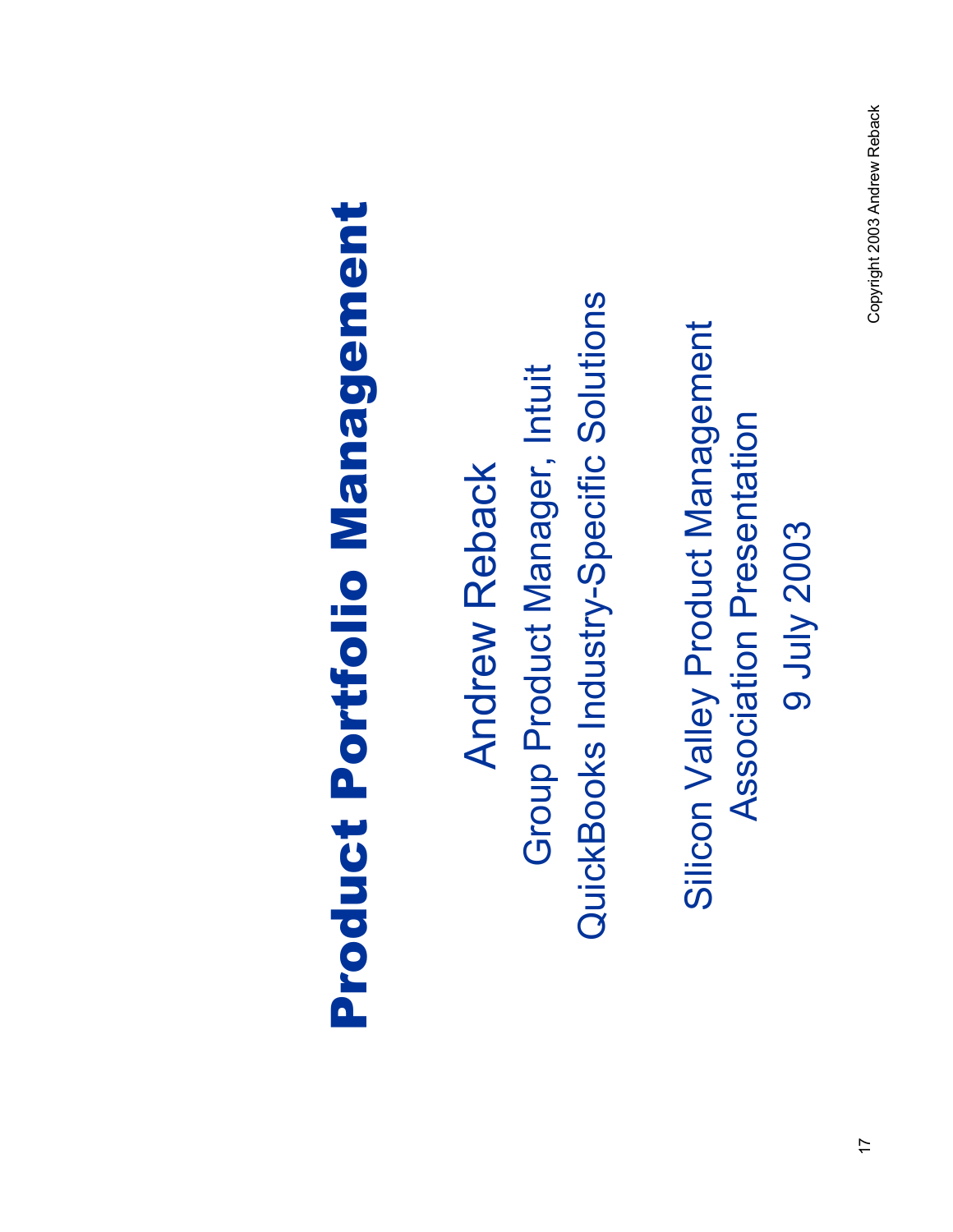# Product Portfolio Management

Andrew Reback

Group Product Manager, Intuit

QuickBooks Industry-Specific Solutions

Silicon Valley Product Management Association Presentation

9 July 2003

Copyright 2003 Andrew Reback